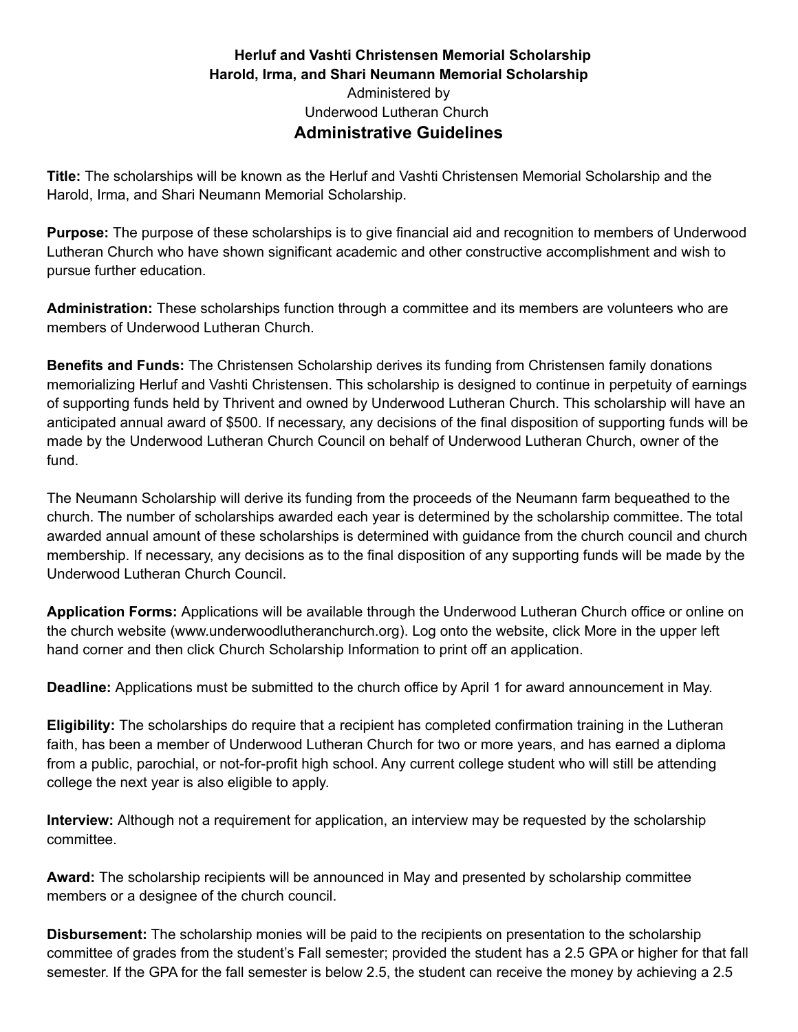**Herluf and Vashti Christensen Memorial Scholarship**
**Harold, Irma, and Shari Neumann Memorial Scholarship**
Administered by
Underwood Lutheran Church

# Administrative Guidelines

**Title:** The scholarships will be known as the Herluf and Vashti Christensen Memorial Scholarship and the Harold, Irma, and Shari Neumann Memorial Scholarship.

**Purpose:** The purpose of these scholarships is to give financial aid and recognition to members of Underwood Lutheran Church who have shown significant academic and other constructive accomplishment and wish to pursue further education.

**Administration:** These scholarships function through a committee and its members are volunteers who are members of Underwood Lutheran Church.

**Benefits and Funds:** The Christensen Scholarship derives its funding from Christensen family donations memorializing Herluf and Vashti Christensen. This scholarship is designed to continue in perpetuity of earnings of supporting funds held by Thrivent and owned by Underwood Lutheran Church. This scholarship will have an anticipated annual award of $500. If necessary, any decisions of the final disposition of supporting funds will be made by the Underwood Lutheran Church Council on behalf of Underwood Lutheran Church, owner of the fund.

The Neumann Scholarship will derive its funding from the proceeds of the Neumann farm bequeathed to the church. The number of scholarships awarded each year is determined by the scholarship committee. The total awarded annual amount of these scholarships is determined with guidance from the church council and church membership. If necessary, any decisions as to the final disposition of any supporting funds will be made by the Underwood Lutheran Church Council.

**Application Forms:** Applications will be available through the Underwood Lutheran Church office or online on the church website (www.underwoodlutheranchurch.org). Log onto the website, click More in the upper left hand corner and then click Church Scholarship Information to print off an application.

**Deadline:** Applications must be submitted to the church office by April 1 for award announcement in May.

**Eligibility:** The scholarships do require that a recipient has completed confirmation training in the Lutheran faith, has been a member of Underwood Lutheran Church for two or more years, and has earned a diploma from a public, parochial, or not-for-profit high school. Any current college student who will still be attending college the next year is also eligible to apply.

**Interview:** Although not a requirement for application, an interview may be requested by the scholarship committee.

**Award:** The scholarship recipients will be announced in May and presented by scholarship committee members or a designee of the church council.

**Disbursement:** The scholarship monies will be paid to the recipients on presentation to the scholarship committee of grades from the student's Fall semester; provided the student has a 2.5 GPA or higher for that fall semester. If the GPA for the fall semester is below 2.5, the student can receive the money by achieving a 2.5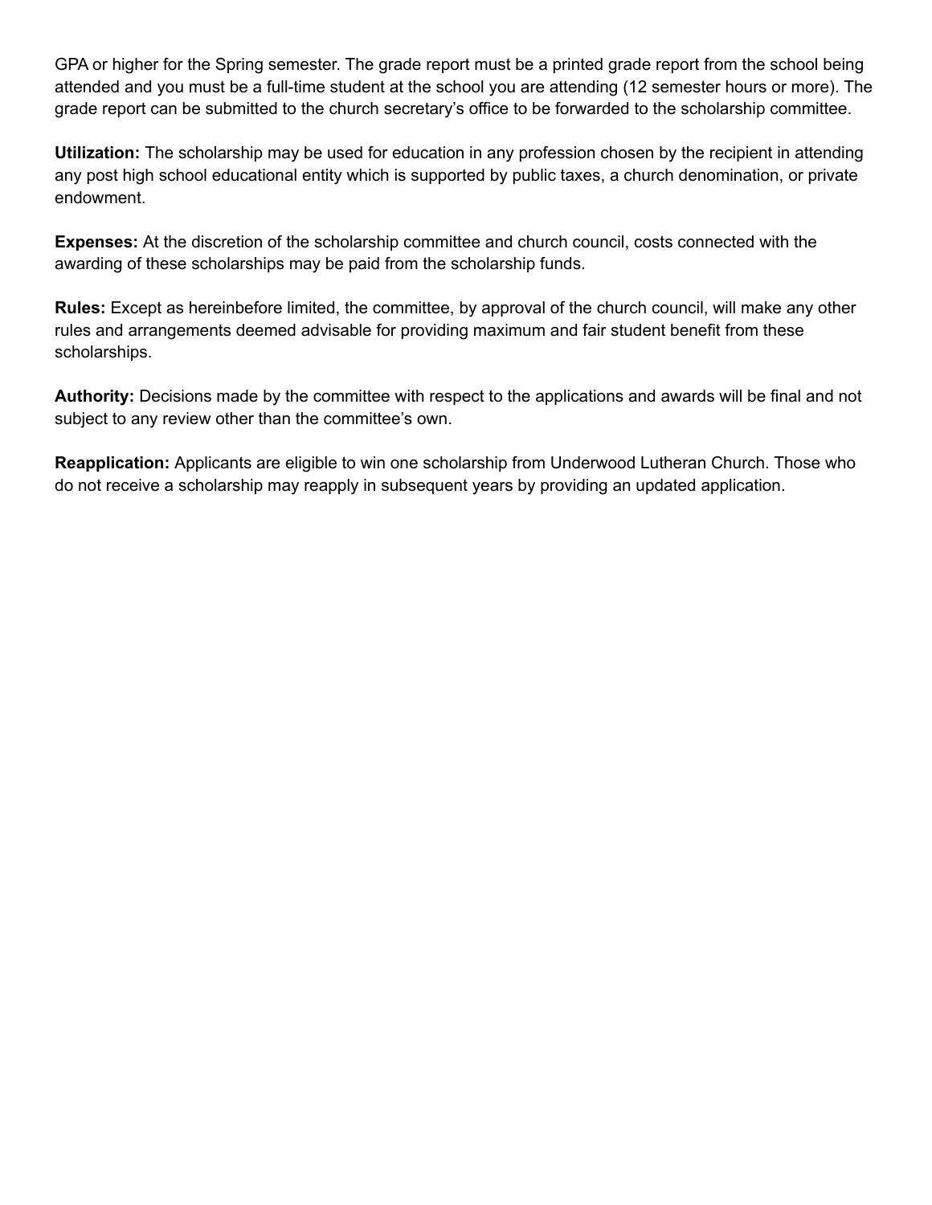GPA or higher for the Spring semester. The grade report must be a printed grade report from the school being attended and you must be a full-time student at the school you are attending (12 semester hours or more). The grade report can be submitted to the church secretary's office to be forwarded to the scholarship committee.

**Utilization:** The scholarship may be used for education in any profession chosen by the recipient in attending any post high school educational entity which is supported by public taxes, a church denomination, or private endowment.

**Expenses:** At the discretion of the scholarship committee and church council, costs connected with the awarding of these scholarships may be paid from the scholarship funds.

**Rules:** Except as hereinbefore limited, the committee, by approval of the church council, will make any other rules and arrangements deemed advisable for providing maximum and fair student benefit from these scholarships.

**Authority:** Decisions made by the committee with respect to the applications and awards will be final and not subject to any review other than the committee's own.

**Reapplication:** Applicants are eligible to win one scholarship from Underwood Lutheran Church. Those who do not receive a scholarship may reapply in subsequent years by providing an updated application.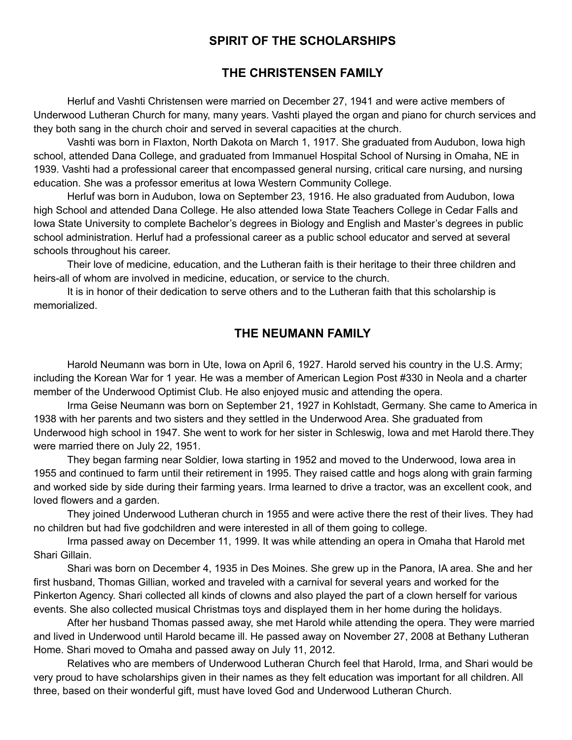# SPIRIT OF THE SCHOLARSHIPS

## THE CHRISTENSEN FAMILY

Herluf and Vashti Christensen were married on December 27, 1941 and were active members of Underwood Lutheran Church for many, many years. Vashti played the organ and piano for church services and they both sang in the church choir and served in several capacities at the church.

Vashti was born in Flaxton, North Dakota on March 1, 1917. She graduated from Audubon, Iowa high school, attended Dana College, and graduated from Immanuel Hospital School of Nursing in Omaha, NE in 1939. Vashti had a professional career that encompassed general nursing, critical care nursing, and nursing education. She was a professor emeritus at Iowa Western Community College.

Herluf was born in Audubon, Iowa on September 23, 1916. He also graduated from Audubon, Iowa high School and attended Dana College. He also attended Iowa State Teachers College in Cedar Falls and Iowa State University to complete Bachelor's degrees in Biology and English and Master's degrees in public school administration. Herluf had a professional career as a public school educator and served at several schools throughout his career.

Their love of medicine, education, and the Lutheran faith is their heritage to their three children and heirs-all of whom are involved in medicine, education, or service to the church.

It is in honor of their dedication to serve others and to the Lutheran faith that this scholarship is memorialized.

## THE NEUMANN FAMILY

Harold Neumann was born in Ute, Iowa on April 6, 1927. Harold served his country in the U.S. Army; including the Korean War for 1 year. He was a member of American Legion Post #330 in Neola and a charter member of the Underwood Optimist Club. He also enjoyed music and attending the opera.

Irma Geise Neumann was born on September 21, 1927 in Kohlstadt, Germany. She came to America in 1938 with her parents and two sisters and they settled in the Underwood Area. She graduated from Underwood high school in 1947. She went to work for her sister in Schleswig, Iowa and met Harold there.They were married there on July 22, 1951.

They began farming near Soldier, Iowa starting in 1952 and moved to the Underwood, Iowa area in 1955 and continued to farm until their retirement in 1995. They raised cattle and hogs along with grain farming and worked side by side during their farming years. Irma learned to drive a tractor, was an excellent cook, and loved flowers and a garden.

They joined Underwood Lutheran church in 1955 and were active there the rest of their lives. They had no children but had five godchildren and were interested in all of them going to college.

Irma passed away on December 11, 1999. It was while attending an opera in Omaha that Harold met Shari Gillain.

Shari was born on December 4, 1935 in Des Moines. She grew up in the Panora, IA area. She and her first husband, Thomas Gillian, worked and traveled with a carnival for several years and worked for the Pinkerton Agency. Shari collected all kinds of clowns and also played the part of a clown herself for various events. She also collected musical Christmas toys and displayed them in her home during the holidays.

After her husband Thomas passed away, she met Harold while attending the opera. They were married and lived in Underwood until Harold became ill. He passed away on November 27, 2008 at Bethany Lutheran Home. Shari moved to Omaha and passed away on July 11, 2012.

Relatives who are members of Underwood Lutheran Church feel that Harold, Irma, and Shari would be very proud to have scholarships given in their names as they felt education was important for all children. All three, based on their wonderful gift, must have loved God and Underwood Lutheran Church.